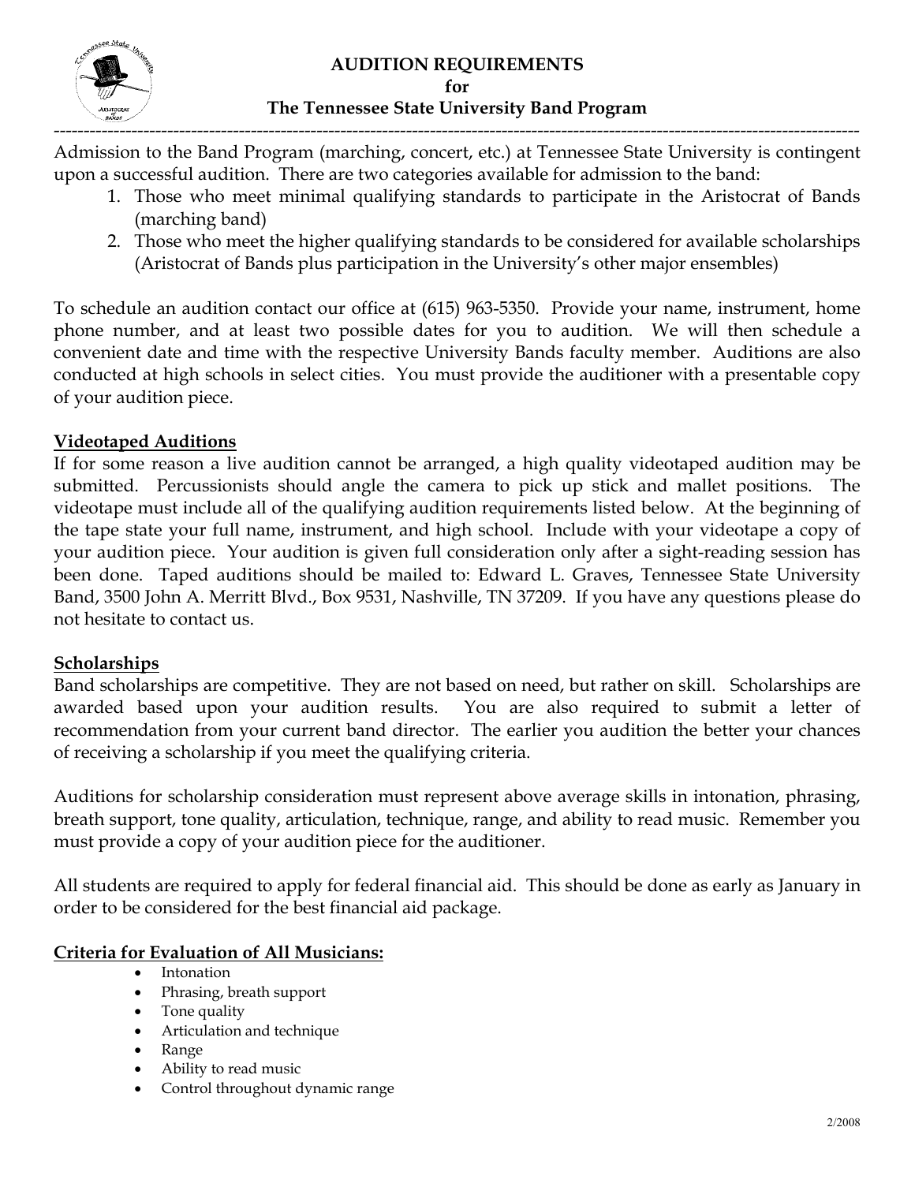# AUDITION REQUIREMENTS
## for
## The Tennessee State University Band Program

Admission to the Band Program (marching, concert, etc.) at Tennessee State University is contingent upon a successful audition. There are two categories available for admission to the band:

1. Those who meet minimal qualifying standards to participate in the Aristocrat of Bands (marching band)
2. Those who meet the higher qualifying standards to be considered for available scholarships (Aristocrat of Bands plus participation in the University's other major ensembles)

To schedule an audition contact our office at (615) 963-5350. Provide your name, instrument, home phone number, and at least two possible dates for you to audition. We will then schedule a convenient date and time with the respective University Bands faculty member. Auditions are also conducted at high schools in select cities. You must provide the auditioner with a presentable copy of your audition piece.

**Videotaped Auditions**

If for some reason a live audition cannot be arranged, a high quality videotaped audition may be submitted. Percussionists should angle the camera to pick up stick and mallet positions. The videotape must include all of the qualifying audition requirements listed below. At the beginning of the tape state your full name, instrument, and high school. Include with your videotape a copy of your audition piece. Your audition is given full consideration only after a sight-reading session has been done. Taped auditions should be mailed to: Edward L. Graves, Tennessee State University Band, 3500 John A. Merritt Blvd., Box 9531, Nashville, TN 37209. If you have any questions please do not hesitate to contact us.

**Scholarships**

Band scholarships are competitive. They are not based on need, but rather on skill. Scholarships are awarded based upon your audition results. You are also required to submit a letter of recommendation from your current band director. The earlier you audition the better your chances of receiving a scholarship if you meet the qualifying criteria.

Auditions for scholarship consideration must represent above average skills in intonation, phrasing, breath support, tone quality, articulation, technique, range, and ability to read music. Remember you must provide a copy of your audition piece for the auditioner.

All students are required to apply for federal financial aid. This should be done as early as January in order to be considered for the best financial aid package.

**Criteria for Evaluation of All Musicians:**

- Intonation
- Phrasing, breath support
- Tone quality
- Articulation and technique
- Range
- Ability to read music
- Control throughout dynamic range

2/2008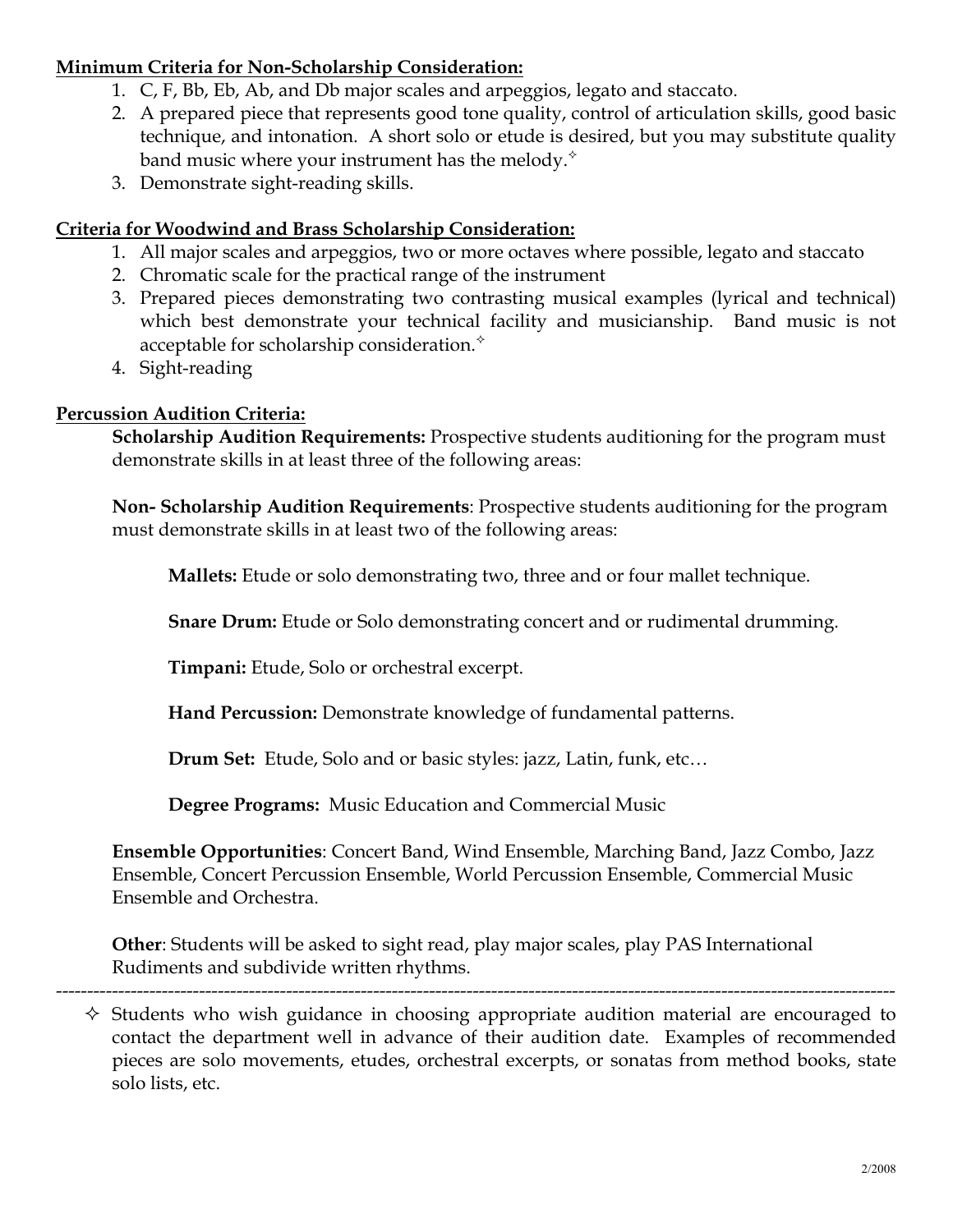**Minimum Criteria for Non-Scholarship Consideration:**

1. C, F, Bb, Eb, Ab, and Db major scales and arpeggios, legato and staccato.
2. A prepared piece that represents good tone quality, control of articulation skills, good basic technique, and intonation. A short solo or etude is desired, but you may substitute quality band music where your instrument has the melody.✧
3. Demonstrate sight-reading skills.

**Criteria for Woodwind and Brass Scholarship Consideration:**

1. All major scales and arpeggios, two or more octaves where possible, legato and staccato
2. Chromatic scale for the practical range of the instrument
3. Prepared pieces demonstrating two contrasting musical examples (lyrical and technical) which best demonstrate your technical facility and musicianship. Band music is not acceptable for scholarship consideration.✧
4. Sight-reading

**Percussion Audition Criteria:**

**Scholarship Audition Requirements:** Prospective students auditioning for the program must demonstrate skills in at least three of the following areas:

**Non- Scholarship Audition Requirements**: Prospective students auditioning for the program must demonstrate skills in at least two of the following areas:

**Mallets:** Etude or solo demonstrating two, three and or four mallet technique.

**Snare Drum:** Etude or Solo demonstrating concert and or rudimental drumming.

**Timpani:** Etude, Solo or orchestral excerpt.

**Hand Percussion:** Demonstrate knowledge of fundamental patterns.

**Drum Set:** Etude, Solo and or basic styles: jazz, Latin, funk, etc…

**Degree Programs:** Music Education and Commercial Music

**Ensemble Opportunities**: Concert Band, Wind Ensemble, Marching Band, Jazz Combo, Jazz Ensemble, Concert Percussion Ensemble, World Percussion Ensemble, Commercial Music Ensemble and Orchestra.

**Other**: Students will be asked to sight read, play major scales, play PAS International Rudiments and subdivide written rhythms.

---

✧ Students who wish guidance in choosing appropriate audition material are encouraged to contact the department well in advance of their audition date. Examples of recommended pieces are solo movements, etudes, orchestral excerpts, or sonatas from method books, state solo lists, etc.

2/2008